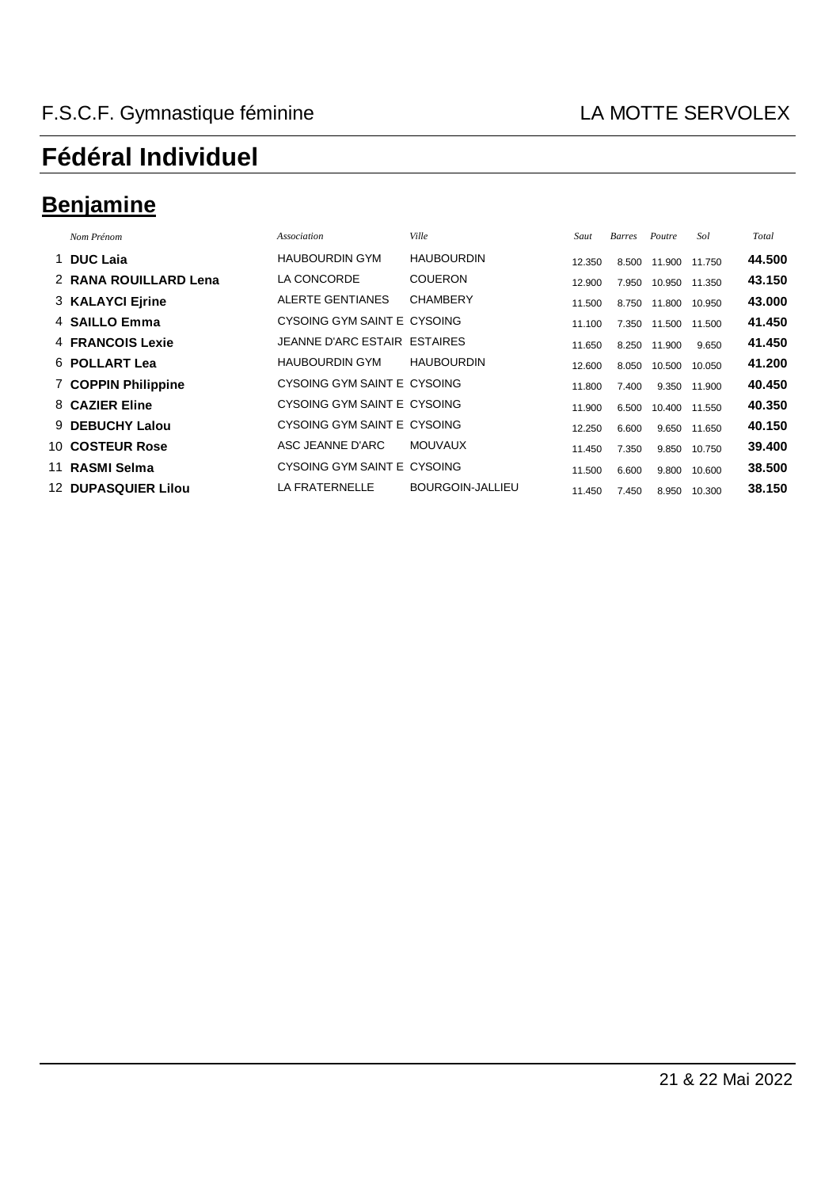F.S.C.F. Gymnastique féminine LA MOTTE SERVOLEX

# Fédéral Individuel

## Benjamine

| | Nom Prénom | Association | Ville | Saut | Barres | Poutre | Sol | Total |
|---|---|---|---|---|---|---|---|---|
| 1 | **DUC Laia** | HAUBOURDIN GYM | HAUBOURDIN | 12.350 | 8.500 | 11.900 | 11.750 | **44.500** |
| 2 | **RANA ROUILLARD Lena** | LA CONCORDE | COUERON | 12.900 | 7.950 | 10.950 | 11.350 | **43.150** |
| 3 | **KALAYCI Ejrine** | ALERTE GENTIANES | CHAMBERY | 11.500 | 8.750 | 11.800 | 10.950 | **43.000** |
| 4 | **SAILLO Emma** | CYSOING GYM SAINT E | CYSOING | 11.100 | 7.350 | 11.500 | 11.500 | **41.450** |
| 4 | **FRANCOIS Lexie** | JEANNE D'ARC ESTAIR | ESTAIRES | 11.650 | 8.250 | 11.900 | 9.650 | **41.450** |
| 6 | **POLLART Lea** | HAUBOURDIN GYM | HAUBOURDIN | 12.600 | 8.050 | 10.500 | 10.050 | **41.200** |
| 7 | **COPPIN Philippine** | CYSOING GYM SAINT E | CYSOING | 11.800 | 7.400 | 9.350 | 11.900 | **40.450** |
| 8 | **CAZIER Eline** | CYSOING GYM SAINT E | CYSOING | 11.900 | 6.500 | 10.400 | 11.550 | **40.350** |
| 9 | **DEBUCHY Lalou** | CYSOING GYM SAINT E | CYSOING | 12.250 | 6.600 | 9.650 | 11.650 | **40.150** |
| 10 | **COSTEUR Rose** | ASC JEANNE D'ARC | MOUVAUX | 11.450 | 7.350 | 9.850 | 10.750 | **39.400** |
| 11 | **RASMI Selma** | CYSOING GYM SAINT E | CYSOING | 11.500 | 6.600 | 9.800 | 10.600 | **38.500** |
| 12 | **DUPASQUIER Lilou** | LA FRATERNELLE | BOURGOIN-JALLIEU | 11.450 | 7.450 | 8.950 | 10.300 | **38.150** |

21 & 22 Mai 2022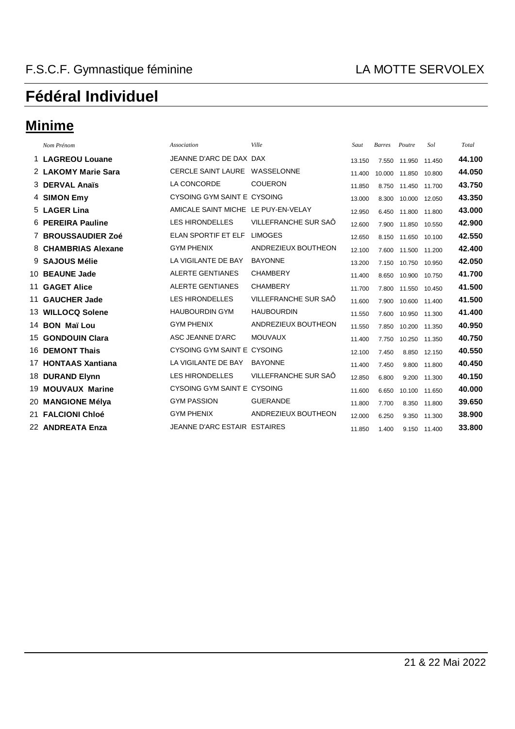F.S.C.F. Gymnastique féminine — LA MOTTE SERVOLEX

# Fédéral Individuel

## Minime

| | Nom Prénom | Association | Ville | Saut | Barres | Poutre | Sol | Total |
|---|---|---|---|---|---|---|---|---|
| 1 | **LAGREOU Louane** | JEANNE D'ARC DE DAX | DAX | 13.150 | 7.550 | 11.950 | 11.450 | **44.100** |
| 2 | **LAKOMY Marie Sara** | CERCLE SAINT LAURE | WASSELONNE | 11.400 | 10.000 | 11.850 | 10.800 | **44.050** |
| 3 | **DERVAL Anaïs** | LA CONCORDE | COUERON | 11.850 | 8.750 | 11.450 | 11.700 | **43.750** |
| 4 | **SIMON Emy** | CYSOING GYM SAINT E | CYSOING | 13.000 | 8.300 | 10.000 | 12.050 | **43.350** |
| 5 | **LAGER Lina** | AMICALE SAINT MICHE | LE PUY-EN-VELAY | 12.950 | 6.450 | 11.800 | 11.800 | **43.000** |
| 6 | **PEREIRA Pauline** | LES HIRONDELLES | VILLEFRANCHE SUR SAÔ | 12.600 | 7.900 | 11.850 | 10.550 | **42.900** |
| 7 | **BROUSSAUDIER Zoé** | ELAN SPORTIF ET ELF | LIMOGES | 12.650 | 8.150 | 11.650 | 10.100 | **42.550** |
| 8 | **CHAMBRIAS Alexane** | GYM PHENIX | ANDREZIEUX BOUTHEON | 12.100 | 7.600 | 11.500 | 11.200 | **42.400** |
| 9 | **SAJOUS Mélie** | LA VIGILANTE DE BAY | BAYONNE | 13.200 | 7.150 | 10.750 | 10.950 | **42.050** |
| 10 | **BEAUNE Jade** | ALERTE GENTIANES | CHAMBERY | 11.400 | 8.650 | 10.900 | 10.750 | **41.700** |
| 11 | **GAGET Alice** | ALERTE GENTIANES | CHAMBERY | 11.700 | 7.800 | 11.550 | 10.450 | **41.500** |
| 11 | **GAUCHER Jade** | LES HIRONDELLES | VILLEFRANCHE SUR SAÔ | 11.600 | 7.900 | 10.600 | 11.400 | **41.500** |
| 13 | **WILLOCQ Solene** | HAUBOURDIN GYM | HAUBOURDIN | 11.550 | 7.600 | 10.950 | 11.300 | **41.400** |
| 14 | **BON Maï Lou** | GYM PHENIX | ANDREZIEUX BOUTHEON | 11.550 | 7.850 | 10.200 | 11.350 | **40.950** |
| 15 | **GONDOUIN Clara** | ASC JEANNE D'ARC | MOUVAUX | 11.400 | 7.750 | 10.250 | 11.350 | **40.750** |
| 16 | **DEMONT Thais** | CYSOING GYM SAINT E | CYSOING | 12.100 | 7.450 | 8.850 | 12.150 | **40.550** |
| 17 | **HONTAAS Xantiana** | LA VIGILANTE DE BAY | BAYONNE | 11.400 | 7.450 | 9.800 | 11.800 | **40.450** |
| 18 | **DURAND Elynn** | LES HIRONDELLES | VILLEFRANCHE SUR SAÔ | 12.850 | 6.800 | 9.200 | 11.300 | **40.150** |
| 19 | **MOUVAUX Marine** | CYSOING GYM SAINT E | CYSOING | 11.600 | 6.650 | 10.100 | 11.650 | **40.000** |
| 20 | **MANGIONE Mélya** | GYM PASSION | GUERANDE | 11.800 | 7.700 | 8.350 | 11.800 | **39.650** |
| 21 | **FALCIONI Chloé** | GYM PHENIX | ANDREZIEUX BOUTHEON | 12.000 | 6.250 | 9.350 | 11.300 | **38.900** |
| 22 | **ANDREATA Enza** | JEANNE D'ARC ESTAIR | ESTAIRES | 11.850 | 1.400 | 9.150 | 11.400 | **33.800** |

21 & 22 Mai 2022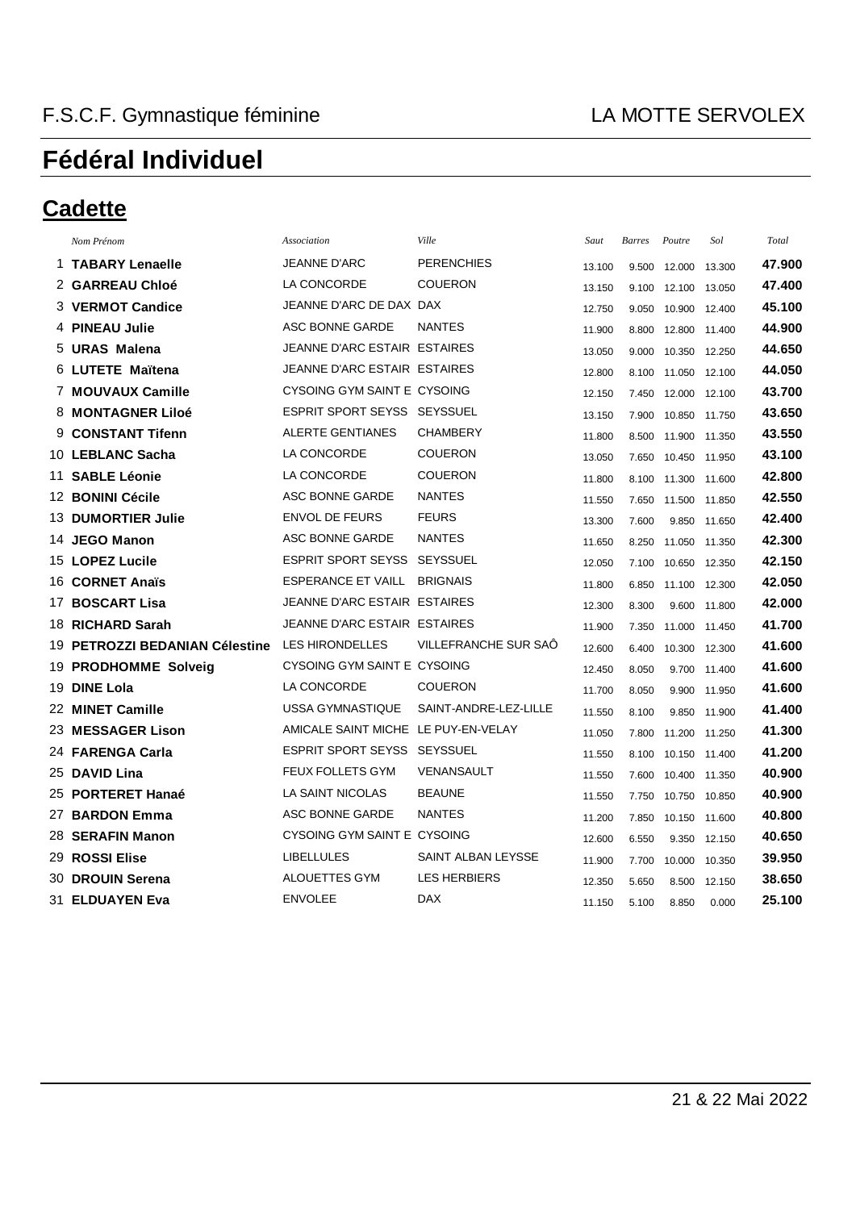F.S.C.F. Gymnastique féminine — LA MOTTE SERVOLEX

# Fédéral Individuel

## Cadette

| | *Nom Prénom* | *Association* | *Ville* | *Saut* | *Barres* | *Poutre* | *Sol* | *Total* |
|---|---|---|---|---|---|---|---|---|
| 1 | **TABARY Lenaelle** | JEANNE D'ARC | PERENCHIES | 13.100 | 9.500 | 12.000 | 13.300 | **47.900** |
| 2 | **GARREAU Chloé** | LA CONCORDE | COUERON | 13.150 | 9.100 | 12.100 | 13.050 | **47.400** |
| 3 | **VERMOT Candice** | JEANNE D'ARC DE DAX | DAX | 12.750 | 9.050 | 10.900 | 12.400 | **45.100** |
| 4 | **PINEAU Julie** | ASC BONNE GARDE | NANTES | 11.900 | 8.800 | 12.800 | 11.400 | **44.900** |
| 5 | **URAS Malena** | JEANNE D'ARC ESTAIR | ESTAIRES | 13.050 | 9.000 | 10.350 | 12.250 | **44.650** |
| 6 | **LUTETE Maïtena** | JEANNE D'ARC ESTAIR | ESTAIRES | 12.800 | 8.100 | 11.050 | 12.100 | **44.050** |
| 7 | **MOUVAUX Camille** | CYSOING GYM SAINT E | CYSOING | 12.150 | 7.450 | 12.000 | 12.100 | **43.700** |
| 8 | **MONTAGNER Liloé** | ESPRIT SPORT SEYSS | SEYSSUEL | 13.150 | 7.900 | 10.850 | 11.750 | **43.650** |
| 9 | **CONSTANT Tifenn** | ALERTE GENTIANES | CHAMBERY | 11.800 | 8.500 | 11.900 | 11.350 | **43.550** |
| 10 | **LEBLANC Sacha** | LA CONCORDE | COUERON | 13.050 | 7.650 | 10.450 | 11.950 | **43.100** |
| 11 | **SABLE Léonie** | LA CONCORDE | COUERON | 11.800 | 8.100 | 11.300 | 11.600 | **42.800** |
| 12 | **BONINI Cécile** | ASC BONNE GARDE | NANTES | 11.550 | 7.650 | 11.500 | 11.850 | **42.550** |
| 13 | **DUMORTIER Julie** | ENVOL DE FEURS | FEURS | 13.300 | 7.600 | 9.850 | 11.650 | **42.400** |
| 14 | **JEGO Manon** | ASC BONNE GARDE | NANTES | 11.650 | 8.250 | 11.050 | 11.350 | **42.300** |
| 15 | **LOPEZ Lucile** | ESPRIT SPORT SEYSS | SEYSSUEL | 12.050 | 7.100 | 10.650 | 12.350 | **42.150** |
| 16 | **CORNET Anaïs** | ESPERANCE ET VAILL | BRIGNAIS | 11.800 | 6.850 | 11.100 | 12.300 | **42.050** |
| 17 | **BOSCART Lisa** | JEANNE D'ARC ESTAIR | ESTAIRES | 12.300 | 8.300 | 9.600 | 11.800 | **42.000** |
| 18 | **RICHARD Sarah** | JEANNE D'ARC ESTAIR | ESTAIRES | 11.900 | 7.350 | 11.000 | 11.450 | **41.700** |
| 19 | **PETROZZI BEDANIAN Célestine** | LES HIRONDELLES | VILLEFRANCHE SUR SAÔ | 12.600 | 6.400 | 10.300 | 12.300 | **41.600** |
| 19 | **PRODHOMME Solveig** | CYSOING GYM SAINT E | CYSOING | 12.450 | 8.050 | 9.700 | 11.400 | **41.600** |
| 19 | **DINE Lola** | LA CONCORDE | COUERON | 11.700 | 8.050 | 9.900 | 11.950 | **41.600** |
| 22 | **MINET Camille** | USSA GYMNASTIQUE | SAINT-ANDRE-LEZ-LILLE | 11.550 | 8.100 | 9.850 | 11.900 | **41.400** |
| 23 | **MESSAGER Lison** | AMICALE SAINT MICHE | LE PUY-EN-VELAY | 11.050 | 7.800 | 11.200 | 11.250 | **41.300** |
| 24 | **FARENGA Carla** | ESPRIT SPORT SEYSS | SEYSSUEL | 11.550 | 8.100 | 10.150 | 11.400 | **41.200** |
| 25 | **DAVID Lina** | FEUX FOLLETS GYM | VENANSAULT | 11.550 | 7.600 | 10.400 | 11.350 | **40.900** |
| 25 | **PORTERET Hanaé** | LA SAINT NICOLAS | BEAUNE | 11.550 | 7.750 | 10.750 | 10.850 | **40.900** |
| 27 | **BARDON Emma** | ASC BONNE GARDE | NANTES | 11.200 | 7.850 | 10.150 | 11.600 | **40.800** |
| 28 | **SERAFIN Manon** | CYSOING GYM SAINT E | CYSOING | 12.600 | 6.550 | 9.350 | 12.150 | **40.650** |
| 29 | **ROSSI Elise** | LIBELLULES | SAINT ALBAN LEYSSE | 11.900 | 7.700 | 10.000 | 10.350 | **39.950** |
| 30 | **DROUIN Serena** | ALOUETTES GYM | LES HERBIERS | 12.350 | 5.650 | 8.500 | 12.150 | **38.650** |
| 31 | **ELDUAYEN Eva** | ENVOLEE | DAX | 11.150 | 5.100 | 8.850 | 0.000 | **25.100** |

21 & 22 Mai 2022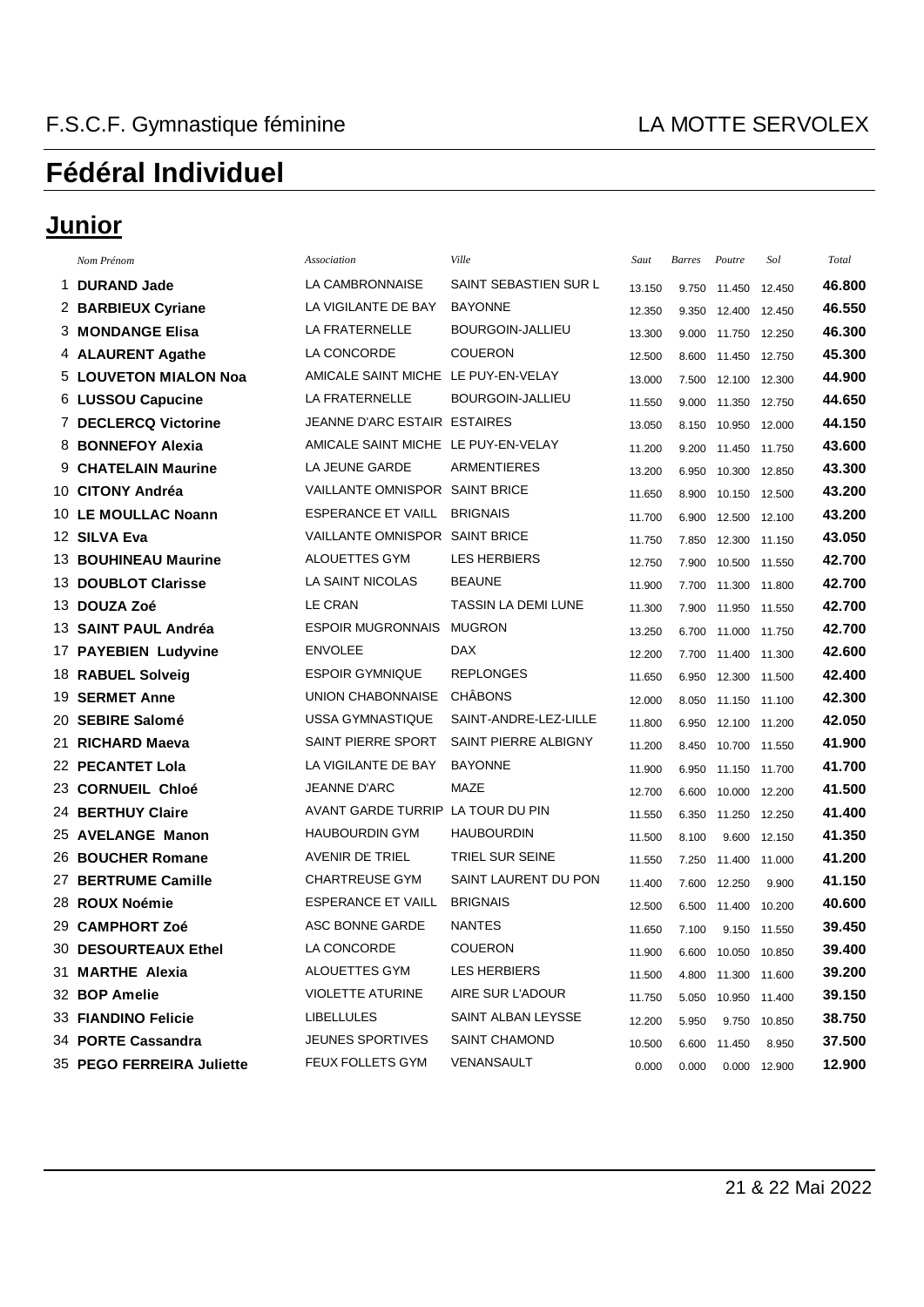F.S.C.F. Gymnastique féminine LA MOTTE SERVOLEX

# Fédéral Individuel

## Junior

| | Nom Prénom | Association | Ville | Saut | Barres | Poutre | Sol | Total |
|---|---|---|---|---|---|---|---|---|
| 1 | **DURAND Jade** | LA CAMBRONNAISE | SAINT SEBASTIEN SUR L | 13.150 | 9.750 | 11.450 | 12.450 | **46.800** |
| 2 | **BARBIEUX Cyriane** | LA VIGILANTE DE BAY | BAYONNE | 12.350 | 9.350 | 12.400 | 12.450 | **46.550** |
| 3 | **MONDANGE Elisa** | LA FRATERNELLE | BOURGOIN-JALLIEU | 13.300 | 9.000 | 11.750 | 12.250 | **46.300** |
| 4 | **ALAURENT Agathe** | LA CONCORDE | COUERON | 12.500 | 8.600 | 11.450 | 12.750 | **45.300** |
| 5 | **LOUVETON MIALON Noa** | AMICALE SAINT MICHE | LE PUY-EN-VELAY | 13.000 | 7.500 | 12.100 | 12.300 | **44.900** |
| 6 | **LUSSOU Capucine** | LA FRATERNELLE | BOURGOIN-JALLIEU | 11.550 | 9.000 | 11.350 | 12.750 | **44.650** |
| 7 | **DECLERCQ Victorine** | JEANNE D'ARC ESTAIR | ESTAIRES | 13.050 | 8.150 | 10.950 | 12.000 | **44.150** |
| 8 | **BONNEFOY Alexia** | AMICALE SAINT MICHE | LE PUY-EN-VELAY | 11.200 | 9.200 | 11.450 | 11.750 | **43.600** |
| 9 | **CHATELAIN Maurine** | LA JEUNE GARDE | ARMENTIERES | 13.200 | 6.950 | 10.300 | 12.850 | **43.300** |
| 10 | **CITONY Andréa** | VAILLANTE OMNISPOR | SAINT BRICE | 11.650 | 8.900 | 10.150 | 12.500 | **43.200** |
| 10 | **LE MOULLAC Noann** | ESPERANCE ET VAILL | BRIGNAIS | 11.700 | 6.900 | 12.500 | 12.100 | **43.200** |
| 12 | **SILVA Eva** | VAILLANTE OMNISPOR | SAINT BRICE | 11.750 | 7.850 | 12.300 | 11.150 | **43.050** |
| 13 | **BOUHINEAU Maurine** | ALOUETTES GYM | LES HERBIERS | 12.750 | 7.900 | 10.500 | 11.550 | **42.700** |
| 13 | **DOUBLOT Clarisse** | LA SAINT NICOLAS | BEAUNE | 11.900 | 7.700 | 11.300 | 11.800 | **42.700** |
| 13 | **DOUZA Zoé** | LE CRAN | TASSIN LA DEMI LUNE | 11.300 | 7.900 | 11.950 | 11.550 | **42.700** |
| 13 | **SAINT PAUL Andréa** | ESPOIR MUGRONNAIS | MUGRON | 13.250 | 6.700 | 11.000 | 11.750 | **42.700** |
| 17 | **PAYEBIEN Ludyvine** | ENVOLEE | DAX | 12.200 | 7.700 | 11.400 | 11.300 | **42.600** |
| 18 | **RABUEL Solveig** | ESPOIR GYMNIQUE | REPLONGES | 11.650 | 6.950 | 12.300 | 11.500 | **42.400** |
| 19 | **SERMET Anne** | UNION CHABONNAISE | CHÂBONS | 12.000 | 8.050 | 11.150 | 11.100 | **42.300** |
| 20 | **SEBIRE Salomé** | USSA GYMNASTIQUE | SAINT-ANDRE-LEZ-LILLE | 11.800 | 6.950 | 12.100 | 11.200 | **42.050** |
| 21 | **RICHARD Maeva** | SAINT PIERRE SPORT | SAINT PIERRE ALBIGNY | 11.200 | 8.450 | 10.700 | 11.550 | **41.900** |
| 22 | **PECANTET Lola** | LA VIGILANTE DE BAY | BAYONNE | 11.900 | 6.950 | 11.150 | 11.700 | **41.700** |
| 23 | **CORNUEIL Chloé** | JEANNE D'ARC | MAZE | 12.700 | 6.600 | 10.000 | 12.200 | **41.500** |
| 24 | **BERTHUY Claire** | AVANT GARDE TURRIP | LA TOUR DU PIN | 11.550 | 6.350 | 11.250 | 12.250 | **41.400** |
| 25 | **AVELANGE Manon** | HAUBOURDIN GYM | HAUBOURDIN | 11.500 | 8.100 | 9.600 | 12.150 | **41.350** |
| 26 | **BOUCHER Romane** | AVENIR DE TRIEL | TRIEL SUR SEINE | 11.550 | 7.250 | 11.400 | 11.000 | **41.200** |
| 27 | **BERTRUME Camille** | CHARTREUSE GYM | SAINT LAURENT DU PON | 11.400 | 7.600 | 12.250 | 9.900 | **41.150** |
| 28 | **ROUX Noémie** | ESPERANCE ET VAILL | BRIGNAIS | 12.500 | 6.500 | 11.400 | 10.200 | **40.600** |
| 29 | **CAMPHORT Zoé** | ASC BONNE GARDE | NANTES | 11.650 | 7.100 | 9.150 | 11.550 | **39.450** |
| 30 | **DESOURTEAUX Ethel** | LA CONCORDE | COUERON | 11.900 | 6.600 | 10.050 | 10.850 | **39.400** |
| 31 | **MARTHE Alexia** | ALOUETTES GYM | LES HERBIERS | 11.500 | 4.800 | 11.300 | 11.600 | **39.200** |
| 32 | **BOP Amelie** | VIOLETTE ATURINE | AIRE SUR L'ADOUR | 11.750 | 5.050 | 10.950 | 11.400 | **39.150** |
| 33 | **FIANDINO Felicie** | LIBELLULES | SAINT ALBAN LEYSSE | 12.200 | 5.950 | 9.750 | 10.850 | **38.750** |
| 34 | **PORTE Cassandra** | JEUNES SPORTIVES | SAINT CHAMOND | 10.500 | 6.600 | 11.450 | 8.950 | **37.500** |
| 35 | **PEGO FERREIRA Juliette** | FEUX FOLLETS GYM | VENANSAULT | 0.000 | 0.000 | 0.000 | 12.900 | **12.900** |

21 & 22 Mai 2022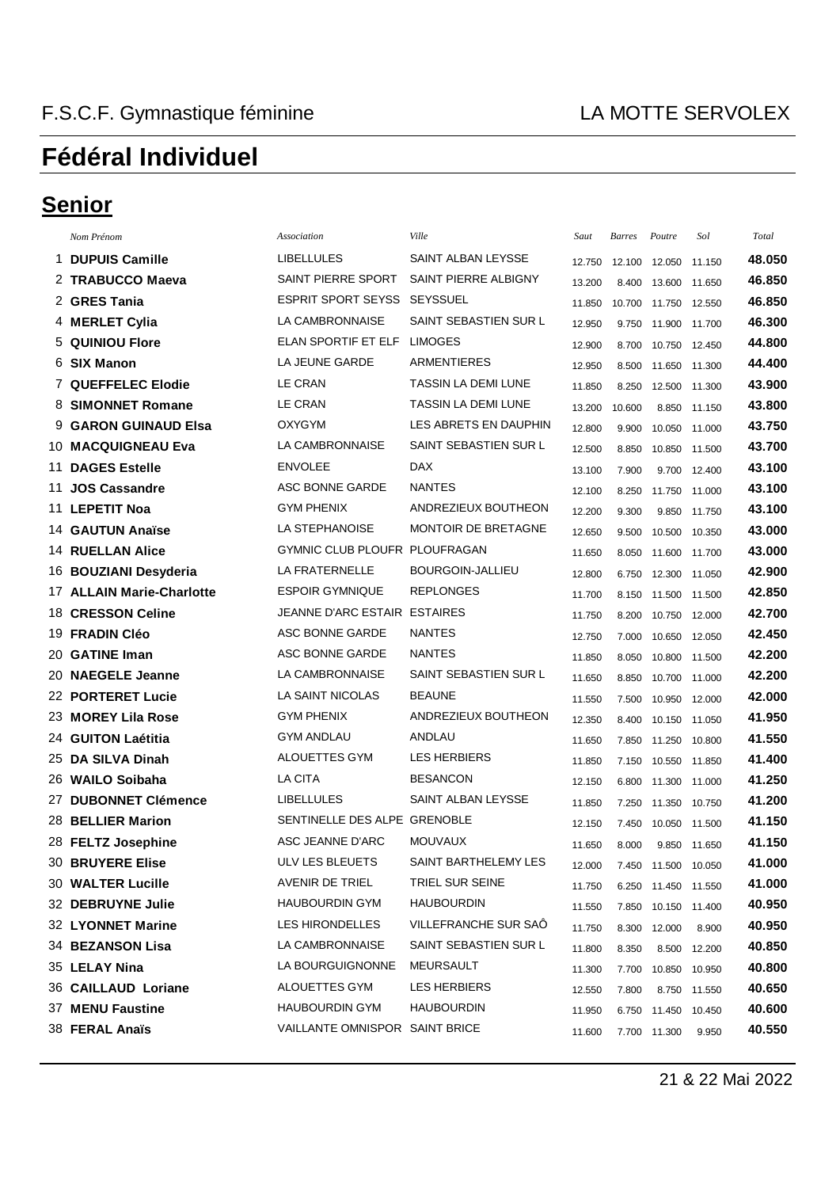F.S.C.F. Gymnastique féminine LA MOTTE SERVOLEX

# Fédéral Individuel

## Senior

| | Nom Prénom | Association | Ville | Saut | Barres | Poutre | Sol | Total |
|---|---|---|---|---|---|---|---|---|
| 1 | **DUPUIS Camille** | LIBELLULES | SAINT ALBAN LEYSSE | 12.750 | 12.100 | 12.050 | 11.150 | **48.050** |
| 2 | **TRABUCCO Maeva** | SAINT PIERRE SPORT | SAINT PIERRE ALBIGNY | 13.200 | 8.400 | 13.600 | 11.650 | **46.850** |
| 2 | **GRES Tania** | ESPRIT SPORT SEYSS | SEYSSUEL | 11.850 | 10.700 | 11.750 | 12.550 | **46.850** |
| 4 | **MERLET Cylia** | LA CAMBRONNAISE | SAINT SEBASTIEN SUR L | 12.950 | 9.750 | 11.900 | 11.700 | **46.300** |
| 5 | **QUINIOU Flore** | ELAN SPORTIF ET ELF | LIMOGES | 12.900 | 8.700 | 10.750 | 12.450 | **44.800** |
| 6 | **SIX Manon** | LA JEUNE GARDE | ARMENTIERES | 12.950 | 8.500 | 11.650 | 11.300 | **44.400** |
| 7 | **QUEFFELEC Elodie** | LE CRAN | TASSIN LA DEMI LUNE | 11.850 | 8.250 | 12.500 | 11.300 | **43.900** |
| 8 | **SIMONNET Romane** | LE CRAN | TASSIN LA DEMI LUNE | 13.200 | 10.600 | 8.850 | 11.150 | **43.800** |
| 9 | **GARON GUINAUD Elsa** | OXYGYM | LES ABRETS EN DAUPHIN | 12.800 | 9.900 | 10.050 | 11.000 | **43.750** |
| 10 | **MACQUIGNEAU Eva** | LA CAMBRONNAISE | SAINT SEBASTIEN SUR L | 12.500 | 8.850 | 10.850 | 11.500 | **43.700** |
| 11 | **DAGES Estelle** | ENVOLEE | DAX | 13.100 | 7.900 | 9.700 | 12.400 | **43.100** |
| 11 | **JOS Cassandre** | ASC BONNE GARDE | NANTES | 12.100 | 8.250 | 11.750 | 11.000 | **43.100** |
| 11 | **LEPETIT Noa** | GYM PHENIX | ANDREZIEUX BOUTHEON | 12.200 | 9.300 | 9.850 | 11.750 | **43.100** |
| 14 | **GAUTUN Anaïse** | LA STEPHANOISE | MONTOIR DE BRETAGNE | 12.650 | 9.500 | 10.500 | 10.350 | **43.000** |
| 14 | **RUELLAN Alice** | GYMNIC CLUB PLOUFR | PLOUFRAGAN | 11.650 | 8.050 | 11.600 | 11.700 | **43.000** |
| 16 | **BOUZIANI Desyderia** | LA FRATERNELLE | BOURGOIN-JALLIEU | 12.800 | 6.750 | 12.300 | 11.050 | **42.900** |
| 17 | **ALLAIN Marie-Charlotte** | ESPOIR GYMNIQUE | REPLONGES | 11.700 | 8.150 | 11.500 | 11.500 | **42.850** |
| 18 | **CRESSON Celine** | JEANNE D'ARC ESTAIR | ESTAIRES | 11.750 | 8.200 | 10.750 | 12.000 | **42.700** |
| 19 | **FRADIN Cléo** | ASC BONNE GARDE | NANTES | 12.750 | 7.000 | 10.650 | 12.050 | **42.450** |
| 20 | **GATINE Iman** | ASC BONNE GARDE | NANTES | 11.850 | 8.050 | 10.800 | 11.500 | **42.200** |
| 20 | **NAEGELE Jeanne** | LA CAMBRONNAISE | SAINT SEBASTIEN SUR L | 11.650 | 8.850 | 10.700 | 11.000 | **42.200** |
| 22 | **PORTERET Lucie** | LA SAINT NICOLAS | BEAUNE | 11.550 | 7.500 | 10.950 | 12.000 | **42.000** |
| 23 | **MOREY Lila Rose** | GYM PHENIX | ANDREZIEUX BOUTHEON | 12.350 | 8.400 | 10.150 | 11.050 | **41.950** |
| 24 | **GUITON Laétitia** | GYM ANDLAU | ANDLAU | 11.650 | 7.850 | 11.250 | 10.800 | **41.550** |
| 25 | **DA SILVA Dinah** | ALOUETTES GYM | LES HERBIERS | 11.850 | 7.150 | 10.550 | 11.850 | **41.400** |
| 26 | **WAILO Soibaha** | LA CITA | BESANCON | 12.150 | 6.800 | 11.300 | 11.000 | **41.250** |
| 27 | **DUBONNET Clémence** | LIBELLULES | SAINT ALBAN LEYSSE | 11.850 | 7.250 | 11.350 | 10.750 | **41.200** |
| 28 | **BELLIER Marion** | SENTINELLE DES ALPE | GRENOBLE | 12.150 | 7.450 | 10.050 | 11.500 | **41.150** |
| 28 | **FELTZ Josephine** | ASC JEANNE D'ARC | MOUVAUX | 11.650 | 8.000 | 9.850 | 11.650 | **41.150** |
| 30 | **BRUYERE Elise** | ULV LES BLEUETS | SAINT BARTHELEMY LES | 12.000 | 7.450 | 11.500 | 10.050 | **41.000** |
| 30 | **WALTER Lucille** | AVENIR DE TRIEL | TRIEL SUR SEINE | 11.750 | 6.250 | 11.450 | 11.550 | **41.000** |
| 32 | **DEBRUYNE Julie** | HAUBOURDIN GYM | HAUBOURDIN | 11.550 | 7.850 | 10.150 | 11.400 | **40.950** |
| 32 | **LYONNET Marine** | LES HIRONDELLES | VILLEFRANCHE SUR SAÔ | 11.750 | 8.300 | 12.000 | 8.900 | **40.950** |
| 34 | **BEZANSON Lisa** | LA CAMBRONNAISE | SAINT SEBASTIEN SUR L | 11.800 | 8.350 | 8.500 | 12.200 | **40.850** |
| 35 | **LELAY Nina** | LA BOURGUIGNONNE | MEURSAULT | 11.300 | 7.700 | 10.850 | 10.950 | **40.800** |
| 36 | **CAILLAUD Loriane** | ALOUETTES GYM | LES HERBIERS | 12.550 | 7.800 | 8.750 | 11.550 | **40.650** |
| 37 | **MENU Faustine** | HAUBOURDIN GYM | HAUBOURDIN | 11.950 | 6.750 | 11.450 | 10.450 | **40.600** |
| 38 | **FERAL Anaïs** | VAILLANTE OMNISPOR | SAINT BRICE | 11.600 | 7.700 | 11.300 | 9.950 | **40.550** |

21 & 22 Mai 2022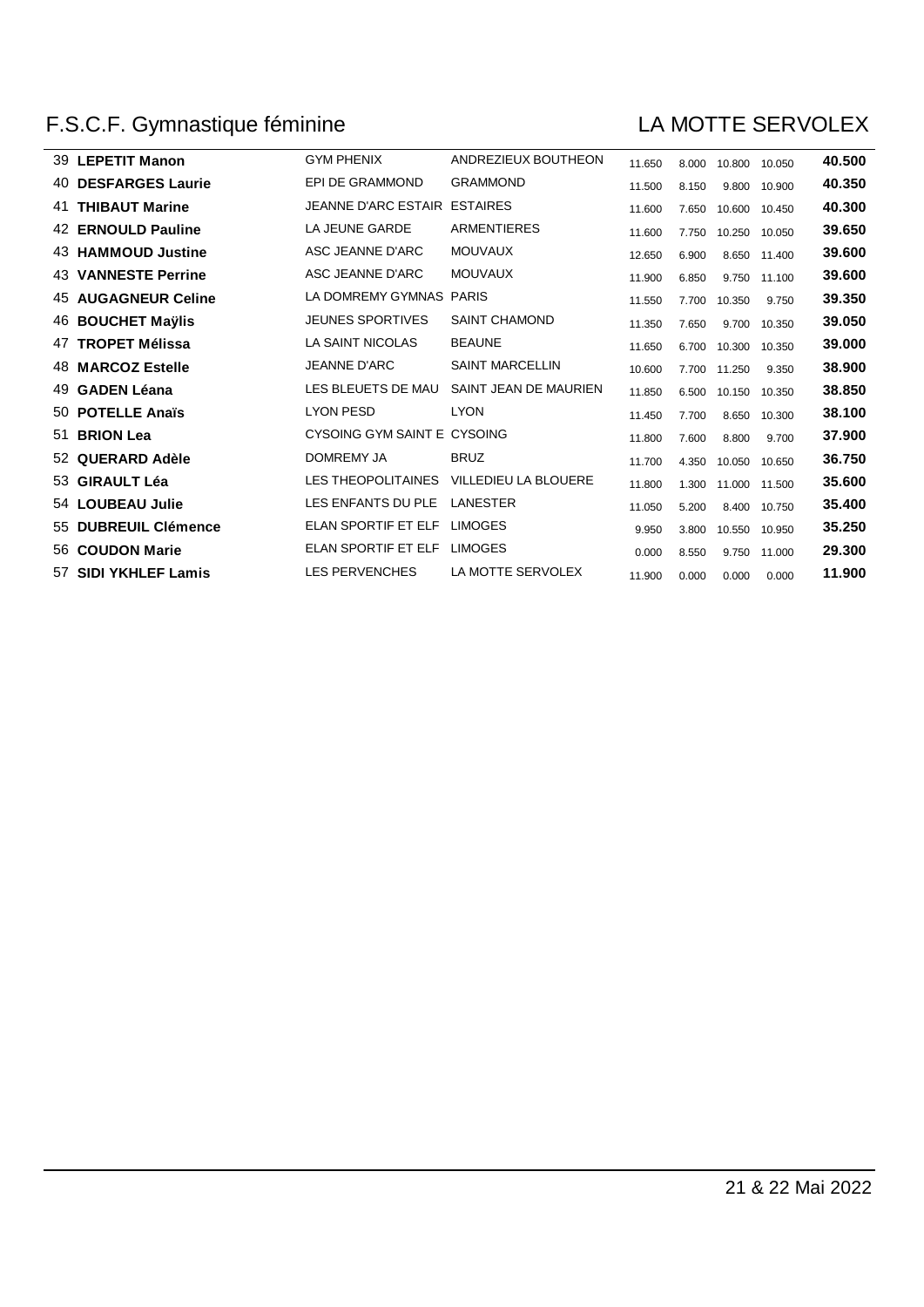F.S.C.F. Gymnastique féminine — LA MOTTE SERVOLEX

| | | | | | | | | |
|---|---|---|---|---|---|---|---|---|
| 39 | **LEPETIT Manon** | GYM PHENIX | ANDREZIEUX BOUTHEON | 11.650 | 8.000 | 10.800 | 10.050 | **40.500** |
| 40 | **DESFARGES Laurie** | EPI DE GRAMMOND | GRAMMOND | 11.500 | 8.150 | 9.800 | 10.900 | **40.350** |
| 41 | **THIBAUT Marine** | JEANNE D'ARC ESTAIR | ESTAIRES | 11.600 | 7.650 | 10.600 | 10.450 | **40.300** |
| 42 | **ERNOULD Pauline** | LA JEUNE GARDE | ARMENTIERES | 11.600 | 7.750 | 10.250 | 10.050 | **39.650** |
| 43 | **HAMMOUD Justine** | ASC JEANNE D'ARC | MOUVAUX | 12.650 | 6.900 | 8.650 | 11.400 | **39.600** |
| 43 | **VANNESTE Perrine** | ASC JEANNE D'ARC | MOUVAUX | 11.900 | 6.850 | 9.750 | 11.100 | **39.600** |
| 45 | **AUGAGNEUR Celine** | LA DOMREMY GYMNAS | PARIS | 11.550 | 7.700 | 10.350 | 9.750 | **39.350** |
| 46 | **BOUCHET Maÿlis** | JEUNES SPORTIVES | SAINT CHAMOND | 11.350 | 7.650 | 9.700 | 10.350 | **39.050** |
| 47 | **TROPET Mélissa** | LA SAINT NICOLAS | BEAUNE | 11.650 | 6.700 | 10.300 | 10.350 | **39.000** |
| 48 | **MARCOZ Estelle** | JEANNE D'ARC | SAINT MARCELLIN | 10.600 | 7.700 | 11.250 | 9.350 | **38.900** |
| 49 | **GADEN Léana** | LES BLEUETS DE MAU | SAINT JEAN DE MAURIEN | 11.850 | 6.500 | 10.150 | 10.350 | **38.850** |
| 50 | **POTELLE Anaïs** | LYON PESD | LYON | 11.450 | 7.700 | 8.650 | 10.300 | **38.100** |
| 51 | **BRION Lea** | CYSOING GYM SAINT E | CYSOING | 11.800 | 7.600 | 8.800 | 9.700 | **37.900** |
| 52 | **QUERARD Adèle** | DOMREMY JA | BRUZ | 11.700 | 4.350 | 10.050 | 10.650 | **36.750** |
| 53 | **GIRAULT Léa** | LES THEOPOLITAINES | VILLEDIEU LA BLOUERE | 11.800 | 1.300 | 11.000 | 11.500 | **35.600** |
| 54 | **LOUBEAU Julie** | LES ENFANTS DU PLE | LANESTER | 11.050 | 5.200 | 8.400 | 10.750 | **35.400** |
| 55 | **DUBREUIL Clémence** | ELAN SPORTIF ET ELF | LIMOGES | 9.950 | 3.800 | 10.550 | 10.950 | **35.250** |
| 56 | **COUDON Marie** | ELAN SPORTIF ET ELF | LIMOGES | 0.000 | 8.550 | 9.750 | 11.000 | **29.300** |
| 57 | **SIDI YKHLEF Lamis** | LES PERVENCHES | LA MOTTE SERVOLEX | 11.900 | 0.000 | 0.000 | 0.000 | **11.900** |

21 & 22 Mai 2022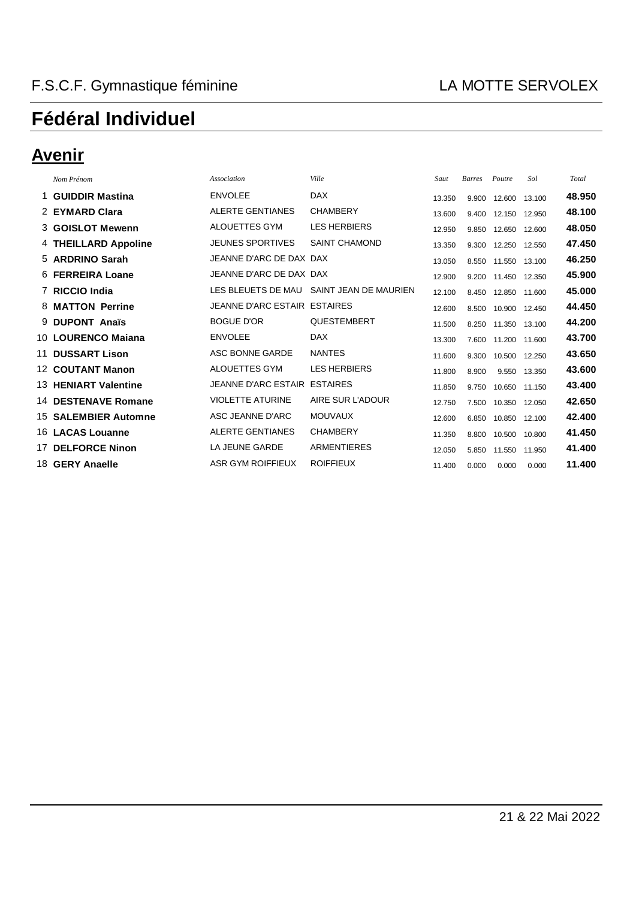F.S.C.F. Gymnastique féminine — LA MOTTE SERVOLEX

# Fédéral Individuel

## Avenir

| | *Nom Prénom* | *Association* | *Ville* | *Saut* | *Barres* | *Poutre* | *Sol* | *Total* |
|---|---|---|---|---|---|---|---|---|
| 1 | **GUIDDIR Mastina** | ENVOLEE | DAX | 13.350 | 9.900 | 12.600 | 13.100 | **48.950** |
| 2 | **EYMARD Clara** | ALERTE GENTIANES | CHAMBERY | 13.600 | 9.400 | 12.150 | 12.950 | **48.100** |
| 3 | **GOISLOT Mewenn** | ALOUETTES GYM | LES HERBIERS | 12.950 | 9.850 | 12.650 | 12.600 | **48.050** |
| 4 | **THEILLARD Appoline** | JEUNES SPORTIVES | SAINT CHAMOND | 13.350 | 9.300 | 12.250 | 12.550 | **47.450** |
| 5 | **ARDRINO Sarah** | JEANNE D'ARC DE DAX | DAX | 13.050 | 8.550 | 11.550 | 13.100 | **46.250** |
| 6 | **FERREIRA Loane** | JEANNE D'ARC DE DAX | DAX | 12.900 | 9.200 | 11.450 | 12.350 | **45.900** |
| 7 | **RICCIO India** | LES BLEUETS DE MAU | SAINT JEAN DE MAURIEN | 12.100 | 8.450 | 12.850 | 11.600 | **45.000** |
| 8 | **MATTON Perrine** | JEANNE D'ARC ESTAIR | ESTAIRES | 12.600 | 8.500 | 10.900 | 12.450 | **44.450** |
| 9 | **DUPONT Anaïs** | BOGUE D'OR | QUESTEMBERT | 11.500 | 8.250 | 11.350 | 13.100 | **44.200** |
| 10 | **LOURENCO Maiana** | ENVOLEE | DAX | 13.300 | 7.600 | 11.200 | 11.600 | **43.700** |
| 11 | **DUSSART Lison** | ASC BONNE GARDE | NANTES | 11.600 | 9.300 | 10.500 | 12.250 | **43.650** |
| 12 | **COUTANT Manon** | ALOUETTES GYM | LES HERBIERS | 11.800 | 8.900 | 9.550 | 13.350 | **43.600** |
| 13 | **HENIART Valentine** | JEANNE D'ARC ESTAIR | ESTAIRES | 11.850 | 9.750 | 10.650 | 11.150 | **43.400** |
| 14 | **DESTENAVE Romane** | VIOLETTE ATURINE | AIRE SUR L'ADOUR | 12.750 | 7.500 | 10.350 | 12.050 | **42.650** |
| 15 | **SALEMBIER Automne** | ASC JEANNE D'ARC | MOUVAUX | 12.600 | 6.850 | 10.850 | 12.100 | **42.400** |
| 16 | **LACAS Louanne** | ALERTE GENTIANES | CHAMBERY | 11.350 | 8.800 | 10.500 | 10.800 | **41.450** |
| 17 | **DELFORCE Ninon** | LA JEUNE GARDE | ARMENTIERES | 12.050 | 5.850 | 11.550 | 11.950 | **41.400** |
| 18 | **GERY Anaelle** | ASR GYM ROIFFIEUX | ROIFFIEUX | 11.400 | 0.000 | 0.000 | 0.000 | **11.400** |

21 & 22 Mai 2022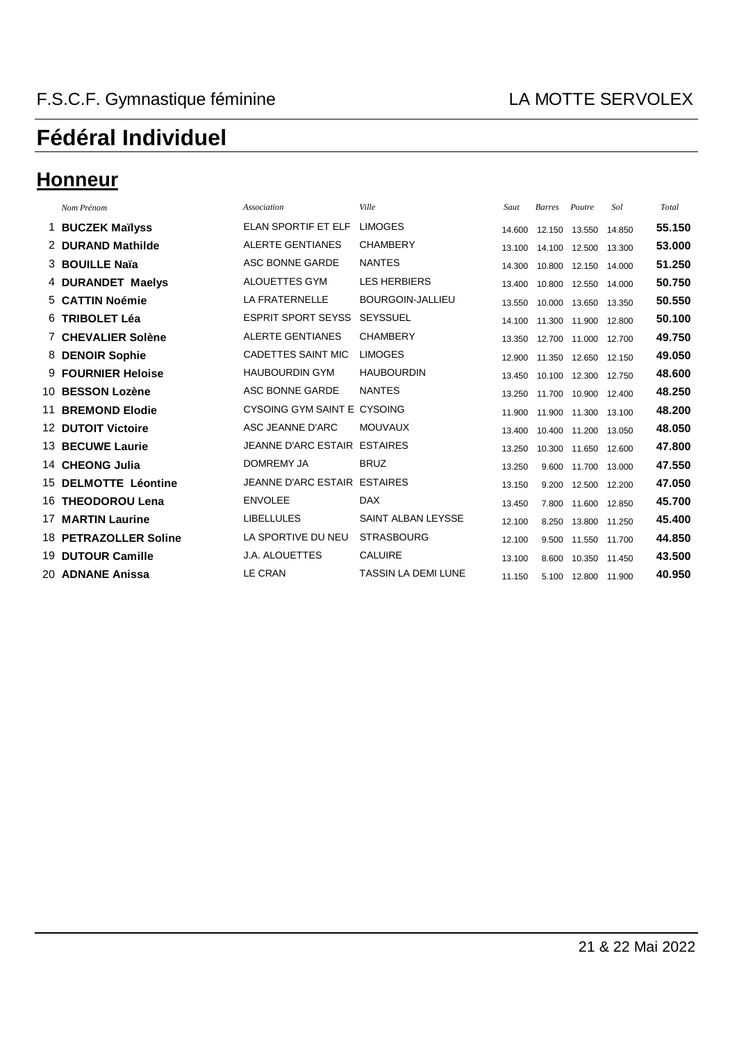F.S.C.F. Gymnastique féminine LA MOTTE SERVOLEX

# Fédéral Individuel

## Honneur

| | *Nom Prénom* | *Association* | *Ville* | *Saut* | *Barres* | *Poutre* | *Sol* | *Total* |
|---|---|---|---|---|---|---|---|---|
| 1 | **BUCZEK Maïlyss** | ELAN SPORTIF ET ELF | LIMOGES | 14.600 | 12.150 | 13.550 | 14.850 | **55.150** |
| 2 | **DURAND Mathilde** | ALERTE GENTIANES | CHAMBERY | 13.100 | 14.100 | 12.500 | 13.300 | **53.000** |
| 3 | **BOUILLE Naïa** | ASC BONNE GARDE | NANTES | 14.300 | 10.800 | 12.150 | 14.000 | **51.250** |
| 4 | **DURANDET Maelys** | ALOUETTES GYM | LES HERBIERS | 13.400 | 10.800 | 12.550 | 14.000 | **50.750** |
| 5 | **CATTIN Noémie** | LA FRATERNELLE | BOURGOIN-JALLIEU | 13.550 | 10.000 | 13.650 | 13.350 | **50.550** |
| 6 | **TRIBOLET Léa** | ESPRIT SPORT SEYSS | SEYSSUEL | 14.100 | 11.300 | 11.900 | 12.800 | **50.100** |
| 7 | **CHEVALIER Solène** | ALERTE GENTIANES | CHAMBERY | 13.350 | 12.700 | 11.000 | 12.700 | **49.750** |
| 8 | **DENOIR Sophie** | CADETTES SAINT MIC | LIMOGES | 12.900 | 11.350 | 12.650 | 12.150 | **49.050** |
| 9 | **FOURNIER Heloise** | HAUBOURDIN GYM | HAUBOURDIN | 13.450 | 10.100 | 12.300 | 12.750 | **48.600** |
| 10 | **BESSON Lozène** | ASC BONNE GARDE | NANTES | 13.250 | 11.700 | 10.900 | 12.400 | **48.250** |
| 11 | **BREMOND Elodie** | CYSOING GYM SAINT E | CYSOING | 11.900 | 11.900 | 11.300 | 13.100 | **48.200** |
| 12 | **DUTOIT Victoire** | ASC JEANNE D'ARC | MOUVAUX | 13.400 | 10.400 | 11.200 | 13.050 | **48.050** |
| 13 | **BECUWE Laurie** | JEANNE D'ARC ESTAIR | ESTAIRES | 13.250 | 10.300 | 11.650 | 12.600 | **47.800** |
| 14 | **CHEONG Julia** | DOMREMY JA | BRUZ | 13.250 | 9.600 | 11.700 | 13.000 | **47.550** |
| 15 | **DELMOTTE Léontine** | JEANNE D'ARC ESTAIR | ESTAIRES | 13.150 | 9.200 | 12.500 | 12.200 | **47.050** |
| 16 | **THEODOROU Lena** | ENVOLEE | DAX | 13.450 | 7.800 | 11.600 | 12.850 | **45.700** |
| 17 | **MARTIN Laurine** | LIBELLULES | SAINT ALBAN LEYSSE | 12.100 | 8.250 | 13.800 | 11.250 | **45.400** |
| 18 | **PETRAZOLLER Soline** | LA SPORTIVE DU NEU | STRASBOURG | 12.100 | 9.500 | 11.550 | 11.700 | **44.850** |
| 19 | **DUTOUR Camille** | J.A. ALOUETTES | CALUIRE | 13.100 | 8.600 | 10.350 | 11.450 | **43.500** |
| 20 | **ADNANE Anissa** | LE CRAN | TASSIN LA DEMI LUNE | 11.150 | 5.100 | 12.800 | 11.900 | **40.950** |

21 & 22 Mai 2022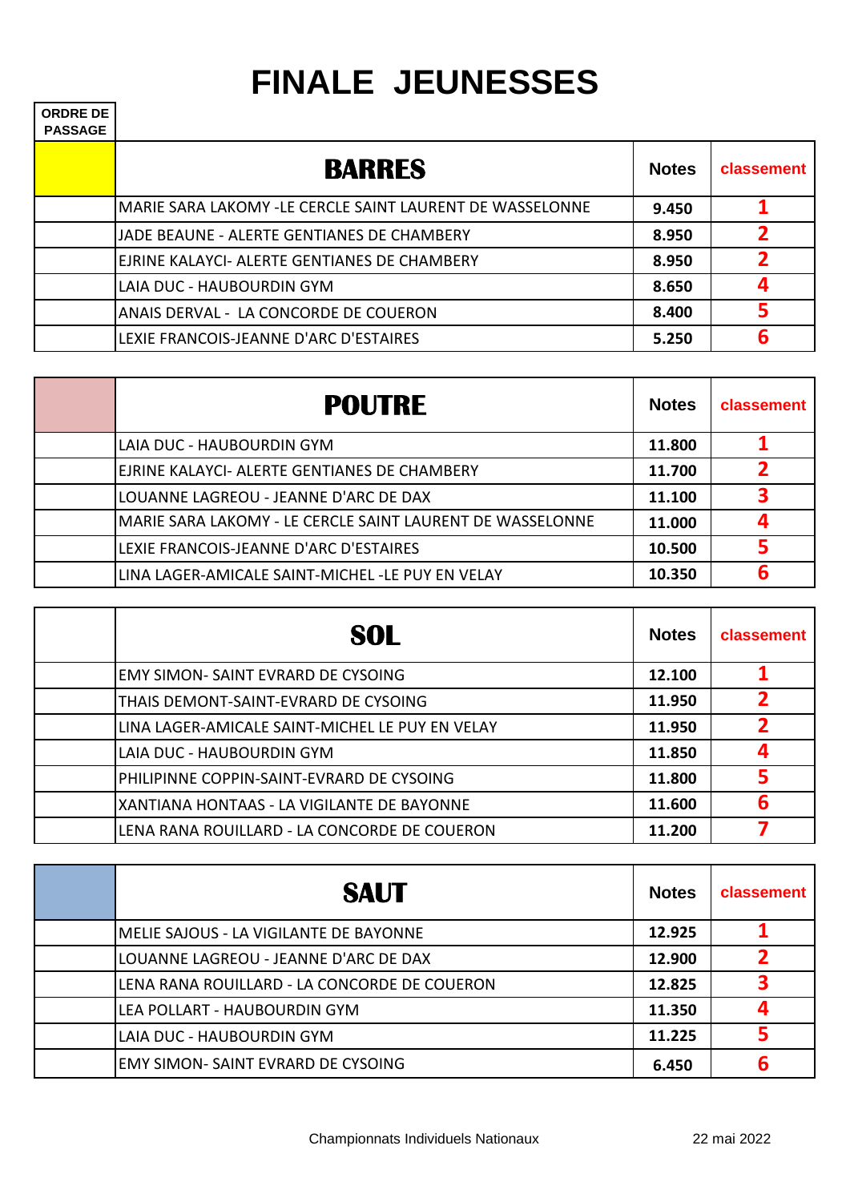# FINALE JEUNESSES

ORDRE DE PASSAGE

| | BARRES | Notes | classement |
|---|---|---|---|
| | MARIE SARA LAKOMY -LE CERCLE SAINT LAURENT DE WASSELONNE | 9.450 | 1 |
| | JADE BEAUNE - ALERTE GENTIANES DE CHAMBERY | 8.950 | 2 |
| | EJRINE KALAYCI- ALERTE GENTIANES DE CHAMBERY | 8.950 | 2 |
| | LAIA DUC - HAUBOURDIN GYM | 8.650 | 4 |
| | ANAIS DERVAL - LA CONCORDE DE COUERON | 8.400 | 5 |
| | LEXIE FRANCOIS-JEANNE D'ARC D'ESTAIRES | 5.250 | 6 |

| | POUTRE | Notes | classement |
|---|---|---|---|
| | LAIA DUC - HAUBOURDIN GYM | 11.800 | 1 |
| | EJRINE KALAYCI- ALERTE GENTIANES DE CHAMBERY | 11.700 | 2 |
| | LOUANNE LAGREOU - JEANNE D'ARC DE DAX | 11.100 | 3 |
| | MARIE SARA LAKOMY - LE CERCLE SAINT LAURENT DE WASSELONNE | 11.000 | 4 |
| | LEXIE FRANCOIS-JEANNE D'ARC D'ESTAIRES | 10.500 | 5 |
| | LINA LAGER-AMICALE SAINT-MICHEL -LE PUY EN VELAY | 10.350 | 6 |

| | SOL | Notes | classement |
|---|---|---|---|
| | EMY SIMON- SAINT EVRARD DE CYSOING | 12.100 | 1 |
| | THAIS DEMONT-SAINT-EVRARD DE CYSOING | 11.950 | 2 |
| | LINA LAGER-AMICALE SAINT-MICHEL LE PUY EN VELAY | 11.950 | 2 |
| | LAIA DUC - HAUBOURDIN GYM | 11.850 | 4 |
| | PHILIPINNE COPPIN-SAINT-EVRARD DE CYSOING | 11.800 | 5 |
| | XANTIANA HONTAAS - LA VIGILANTE DE BAYONNE | 11.600 | 6 |
| | LENA RANA ROUILLARD - LA CONCORDE DE COUERON | 11.200 | 7 |

| | SAUT | Notes | classement |
|---|---|---|---|
| | MELIE SAJOUS - LA VIGILANTE DE BAYONNE | 12.925 | 1 |
| | LOUANNE LAGREOU - JEANNE D'ARC DE DAX | 12.900 | 2 |
| | LENA RANA ROUILLARD - LA CONCORDE DE COUERON | 12.825 | 3 |
| | LEA POLLART - HAUBOURDIN GYM | 11.350 | 4 |
| | LAIA DUC - HAUBOURDIN GYM | 11.225 | 5 |
| | EMY SIMON- SAINT EVRARD DE CYSOING | 6.450 | 6 |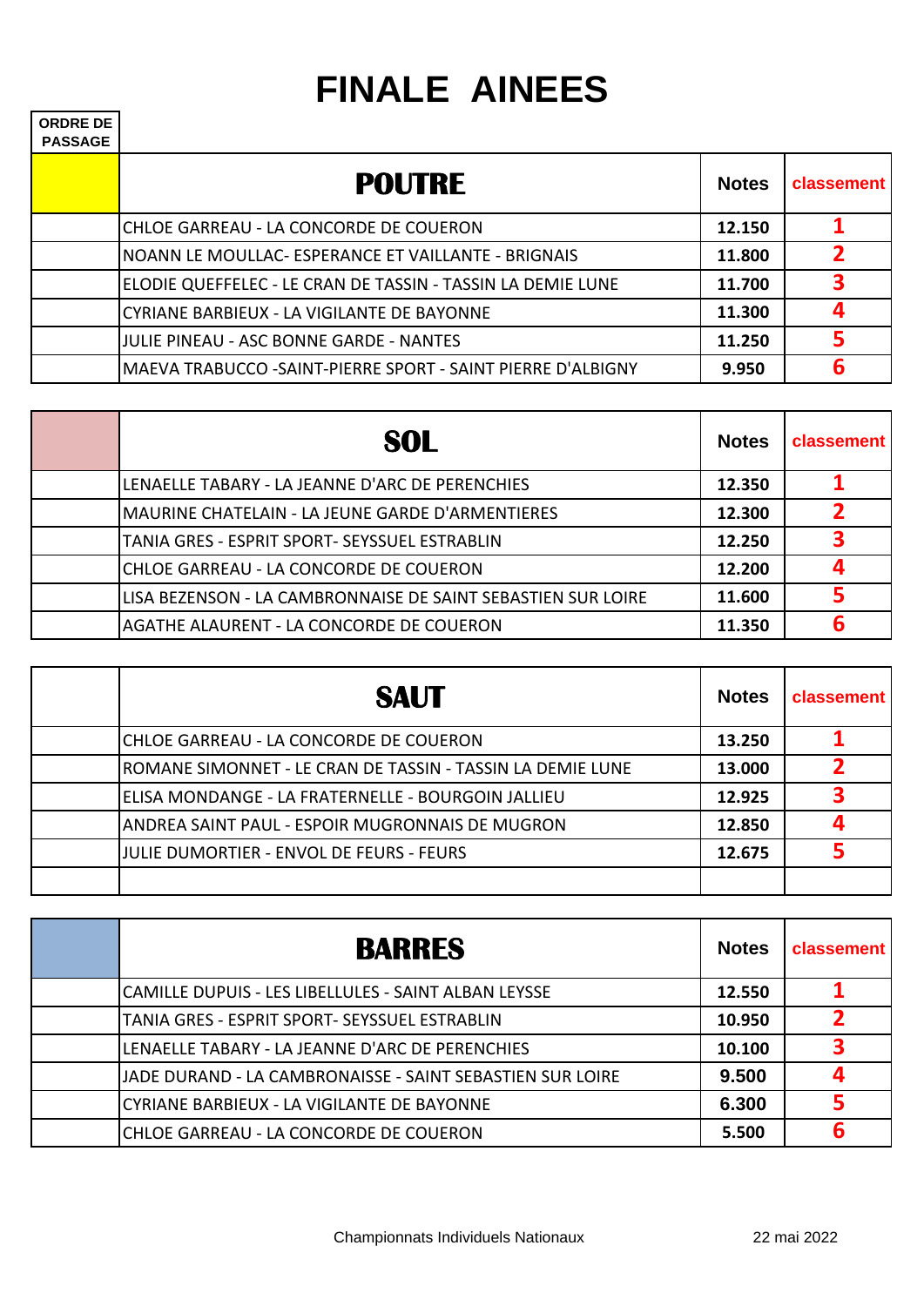# FINALE AINEES

| ORDRE DE PASSAGE | POUTRE | Notes | classement |
|---|---|---|---|
| | CHLOE GARREAU - LA CONCORDE DE COUERON | 12.150 | 1 |
| | NOANN LE MOULLAC- ESPERANCE ET VAILLANTE - BRIGNAIS | 11.800 | 2 |
| | ELODIE QUEFFELEC - LE CRAN DE TASSIN - TASSIN LA DEMIE LUNE | 11.700 | 3 |
| | CYRIANE BARBIEUX - LA VIGILANTE DE BAYONNE | 11.300 | 4 |
| | JULIE PINEAU - ASC BONNE GARDE - NANTES | 11.250 | 5 |
| | MAEVA TRABUCCO -SAINT-PIERRE SPORT - SAINT PIERRE D'ALBIGNY | 9.950 | 6 |

| | SOL | Notes | classement |
|---|---|---|---|
| | LENAELLE TABARY - LA JEANNE D'ARC DE PERENCHIES | 12.350 | 1 |
| | MAURINE CHATELAIN - LA JEUNE GARDE D'ARMENTIERES | 12.300 | 2 |
| | TANIA GRES - ESPRIT SPORT- SEYSSUEL ESTRABLIN | 12.250 | 3 |
| | CHLOE GARREAU - LA CONCORDE DE COUERON | 12.200 | 4 |
| | LISA BEZENSON - LA CAMBRONNAISE DE SAINT SEBASTIEN SUR LOIRE | 11.600 | 5 |
| | AGATHE ALAURENT - LA CONCORDE DE COUERON | 11.350 | 6 |

| | SAUT | Notes | classement |
|---|---|---|---|
| | CHLOE GARREAU - LA CONCORDE DE COUERON | 13.250 | 1 |
| | ROMANE SIMONNET - LE CRAN DE TASSIN - TASSIN LA DEMIE LUNE | 13.000 | 2 |
| | ELISA MONDANGE - LA FRATERNELLE - BOURGOIN JALLIEU | 12.925 | 3 |
| | ANDREA SAINT PAUL - ESPOIR MUGRONNAIS DE MUGRON | 12.850 | 4 |
| | JULIE DUMORTIER - ENVOL DE FEURS - FEURS | 12.675 | 5 |
| | | | |

| | BARRES | Notes | classement |
|---|---|---|---|
| | CAMILLE DUPUIS - LES LIBELLULES - SAINT ALBAN LEYSSE | 12.550 | 1 |
| | TANIA GRES - ESPRIT SPORT- SEYSSUEL ESTRABLIN | 10.950 | 2 |
| | LENAELLE TABARY - LA JEANNE D'ARC DE PERENCHIES | 10.100 | 3 |
| | JADE DURAND - LA CAMBRONAISSE - SAINT SEBASTIEN SUR LOIRE | 9.500 | 4 |
| | CYRIANE BARBIEUX - LA VIGILANTE DE BAYONNE | 6.300 | 5 |
| | CHLOE GARREAU - LA CONCORDE DE COUERON | 5.500 | 6 |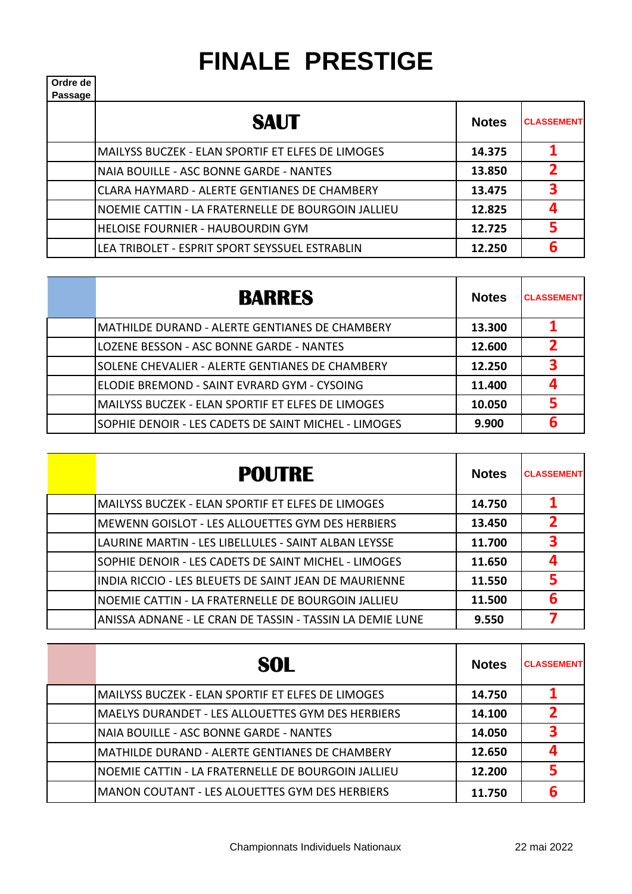# FINALE PRESTIGE

| Ordre de Passage | SAUT | Notes | CLASSEMENT |
|---|---|---|---|
| | MAILYSS BUCZEK - ELAN SPORTIF ET ELFES DE LIMOGES | 14.375 | 1 |
| | NAIA BOUILLE - ASC BONNE GARDE - NANTES | 13.850 | 2 |
| | CLARA HAYMARD - ALERTE GENTIANES DE CHAMBERY | 13.475 | 3 |
| | NOEMIE CATTIN - LA FRATERNELLE DE BOURGOIN JALLIEU | 12.825 | 4 |
| | HELOISE FOURNIER - HAUBOURDIN GYM | 12.725 | 5 |
| | LEA TRIBOLET - ESPRIT SPORT SEYSSUEL ESTRABLIN | 12.250 | 6 |

| | BARRES | Notes | CLASSEMENT |
|---|---|---|---|
| | MATHILDE DURAND - ALERTE GENTIANES DE CHAMBERY | 13.300 | 1 |
| | LOZENE BESSON - ASC BONNE GARDE - NANTES | 12.600 | 2 |
| | SOLENE CHEVALIER - ALERTE GENTIANES DE CHAMBERY | 12.250 | 3 |
| | ELODIE BREMOND - SAINT EVRARD GYM - CYSOING | 11.400 | 4 |
| | MAILYSS BUCZEK - ELAN SPORTIF ET ELFES DE LIMOGES | 10.050 | 5 |
| | SOPHIE DENOIR - LES CADETS DE SAINT MICHEL - LIMOGES | 9.900 | 6 |

| | POUTRE | Notes | CLASSEMENT |
|---|---|---|---|
| | MAILYSS BUCZEK - ELAN SPORTIF ET ELFES DE LIMOGES | 14.750 | 1 |
| | MEWENN GOISLOT - LES ALLOUETTES GYM DES HERBIERS | 13.450 | 2 |
| | LAURINE MARTIN - LES LIBELLULES - SAINT ALBAN LEYSSE | 11.700 | 3 |
| | SOPHIE DENOIR - LES CADETS DE SAINT MICHEL - LIMOGES | 11.650 | 4 |
| | INDIA RICCIO - LES BLEUETS DE SAINT JEAN DE MAURIENNE | 11.550 | 5 |
| | NOEMIE CATTIN - LA FRATERNELLE DE BOURGOIN JALLIEU | 11.500 | 6 |
| | ANISSA ADNANE - LE CRAN DE TASSIN - TASSIN LA DEMIE LUNE | 9.550 | 7 |

| | SOL | Notes | CLASSEMENT |
|---|---|---|---|
| | MAILYSS BUCZEK - ELAN SPORTIF ET ELFES DE LIMOGES | 14.750 | 1 |
| | MAELYS DURANDET - LES ALLOUETTES GYM DES HERBIERS | 14.100 | 2 |
| | NAIA BOUILLE - ASC BONNE GARDE - NANTES | 14.050 | 3 |
| | MATHILDE DURAND - ALERTE GENTIANES DE CHAMBERY | 12.650 | 4 |
| | NOEMIE CATTIN - LA FRATERNELLE DE BOURGOIN JALLIEU | 12.200 | 5 |
| | MANON COUTANT - LES ALOUETTES GYM DES HERBIERS | 11.750 | 6 |

Championnats Individuels Nationaux — 22 mai 2022